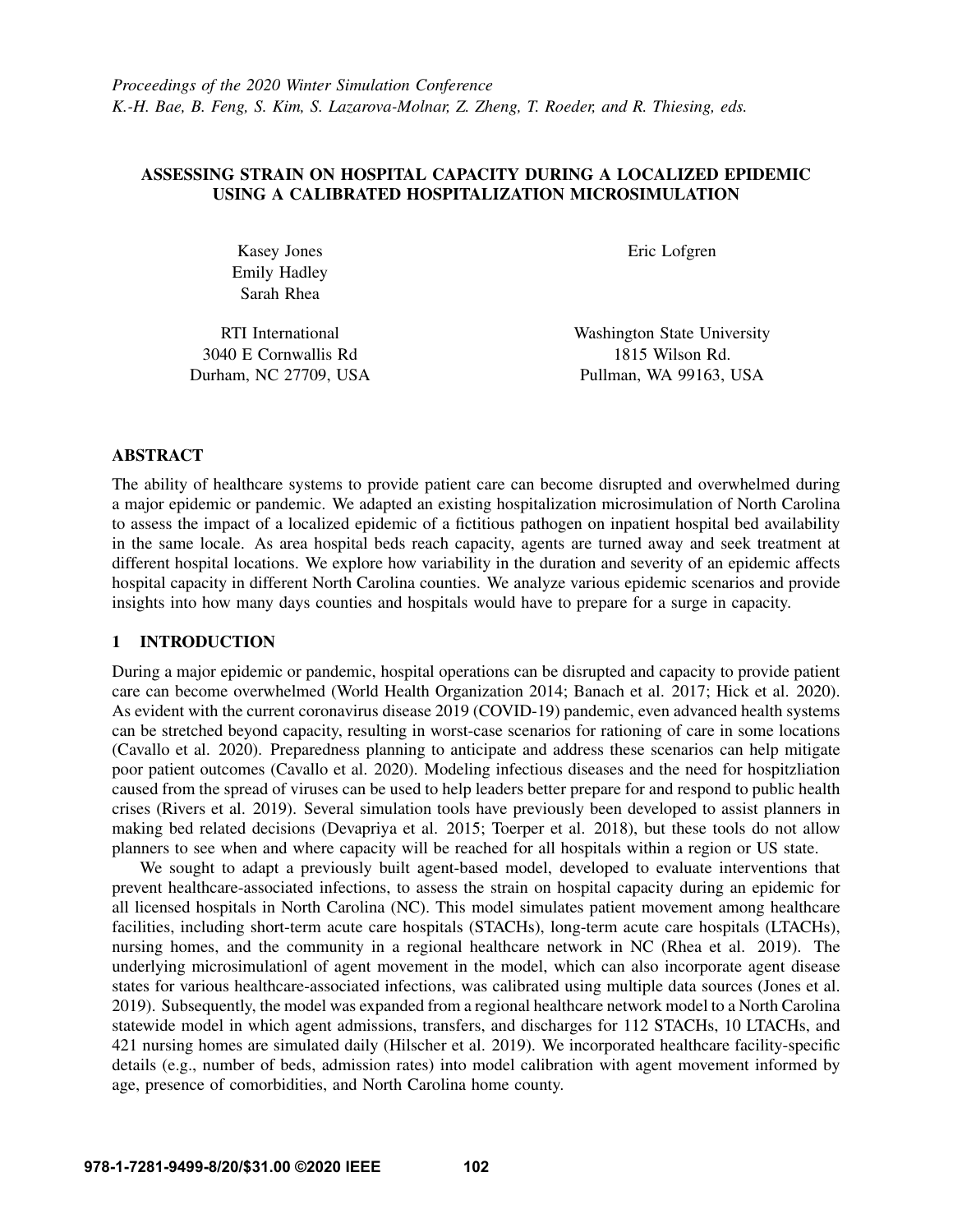*Proceedings of the 2020 Winter Simulation Conference*
*K.-H. Bae, B. Feng, S. Kim, S. Lazarova-Molnar, Z. Zheng, T. Roeder, and R. Thiesing, eds.*

# ASSESSING STRAIN ON HOSPITAL CAPACITY DURING A LOCALIZED EPIDEMIC USING A CALIBRATED HOSPITALIZATION MICROSIMULATION

Kasey Jones
Emily Hadley
Sarah Rhea

RTI International
3040 E Cornwallis Rd
Durham, NC 27709, USA

Eric Lofgren

Washington State University
1815 Wilson Rd.
Pullman, WA 99163, USA

## ABSTRACT

The ability of healthcare systems to provide patient care can become disrupted and overwhelmed during a major epidemic or pandemic. We adapted an existing hospitalization microsimulation of North Carolina to assess the impact of a localized epidemic of a fictitious pathogen on inpatient hospital bed availability in the same locale. As area hospital beds reach capacity, agents are turned away and seek treatment at different hospital locations. We explore how variability in the duration and severity of an epidemic affects hospital capacity in different North Carolina counties. We analyze various epidemic scenarios and provide insights into how many days counties and hospitals would have to prepare for a surge in capacity.

## 1 INTRODUCTION

During a major epidemic or pandemic, hospital operations can be disrupted and capacity to provide patient care can become overwhelmed (World Health Organization 2014; Banach et al. 2017; Hick et al. 2020). As evident with the current coronavirus disease 2019 (COVID-19) pandemic, even advanced health systems can be stretched beyond capacity, resulting in worst-case scenarios for rationing of care in some locations (Cavallo et al. 2020). Preparedness planning to anticipate and address these scenarios can help mitigate poor patient outcomes (Cavallo et al. 2020). Modeling infectious diseases and the need for hospitzliation caused from the spread of viruses can be used to help leaders better prepare for and respond to public health crises (Rivers et al. 2019). Several simulation tools have previously been developed to assist planners in making bed related decisions (Devapriya et al. 2015; Toerper et al. 2018), but these tools do not allow planners to see when and where capacity will be reached for all hospitals within a region or US state.

We sought to adapt a previously built agent-based model, developed to evaluate interventions that prevent healthcare-associated infections, to assess the strain on hospital capacity during an epidemic for all licensed hospitals in North Carolina (NC). This model simulates patient movement among healthcare facilities, including short-term acute care hospitals (STACHs), long-term acute care hospitals (LTACHs), nursing homes, and the community in a regional healthcare network in NC (Rhea et al. 2019). The underlying microsimulationl of agent movement in the model, which can also incorporate agent disease states for various healthcare-associated infections, was calibrated using multiple data sources (Jones et al. 2019). Subsequently, the model was expanded from a regional healthcare network model to a North Carolina statewide model in which agent admissions, transfers, and discharges for 112 STACHs, 10 LTACHs, and 421 nursing homes are simulated daily (Hilscher et al. 2019). We incorporated healthcare facility-specific details (e.g., number of beds, admission rates) into model calibration with agent movement informed by age, presence of comorbidities, and North Carolina home county.

**978-1-7281-9499-8/20/$31.00 ©2020 IEEE**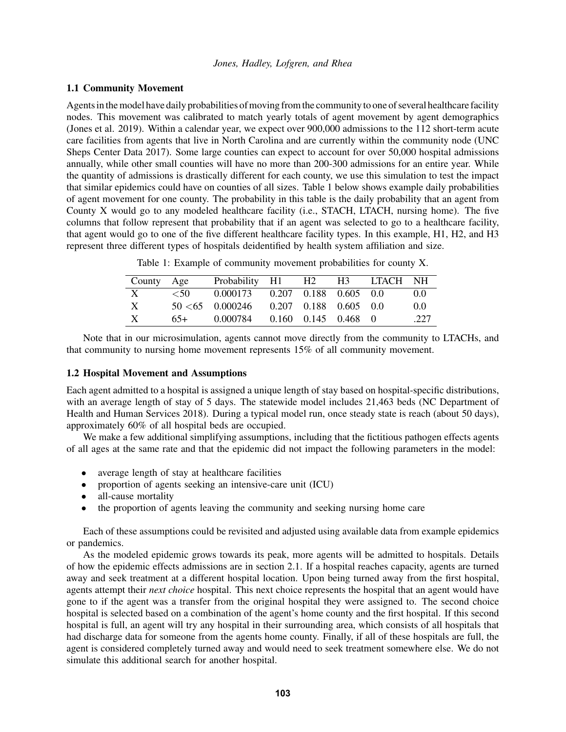### 1.1 Community Movement

Agents in the model have daily probabilities of moving from the community to one of several healthcare facility nodes. This movement was calibrated to match yearly totals of agent movement by agent demographics (Jones et al. 2019). Within a calendar year, we expect over 900,000 admissions to the 112 short-term acute care facilities from agents that live in North Carolina and are currently within the community node (UNC Sheps Center Data 2017). Some large counties can expect to account for over 50,000 hospital admissions annually, while other small counties will have no more than 200-300 admissions for an entire year. While the quantity of admissions is drastically different for each county, we use this simulation to test the impact that similar epidemics could have on counties of all sizes. Table 1 below shows example daily probabilities of agent movement for one county. The probability in this table is the daily probability that an agent from County X would go to any modeled healthcare facility (i.e., STACH, LTACH, nursing home). The five columns that follow represent that probability that if an agent was selected to go to a healthcare facility, that agent would go to one of the five different healthcare facility types. In this example, H1, H2, and H3 represent three different types of hospitals deidentified by health system affiliation and size.

Table 1: Example of community movement probabilities for county X.

| County | Age | Probability | H1 | H2 | H3 | LTACH | NH |
|---|---|---|---|---|---|---|---|
| X | <50 | 0.000173 | 0.207 | 0.188 | 0.605 | 0.0 | 0.0 |
| X | 50 <65 | 0.000246 | 0.207 | 0.188 | 0.605 | 0.0 | 0.0 |
| X | 65+ | 0.000784 | 0.160 | 0.145 | 0.468 | 0 | .227 |

Note that in our microsimulation, agents cannot move directly from the community to LTACHs, and that community to nursing home movement represents 15% of all community movement.

### 1.2 Hospital Movement and Assumptions

Each agent admitted to a hospital is assigned a unique length of stay based on hospital-specific distributions, with an average length of stay of 5 days. The statewide model includes 21,463 beds (NC Department of Health and Human Services 2018). During a typical model run, once steady state is reach (about 50 days), approximately 60% of all hospital beds are occupied.

We make a few additional simplifying assumptions, including that the fictitious pathogen effects agents of all ages at the same rate and that the epidemic did not impact the following parameters in the model:

- average length of stay at healthcare facilities
- proportion of agents seeking an intensive-care unit (ICU)
- all-cause mortality
- the proportion of agents leaving the community and seeking nursing home care

Each of these assumptions could be revisited and adjusted using available data from example epidemics or pandemics.

As the modeled epidemic grows towards its peak, more agents will be admitted to hospitals. Details of how the epidemic effects admissions are in section 2.1. If a hospital reaches capacity, agents are turned away and seek treatment at a different hospital location. Upon being turned away from the first hospital, agents attempt their *next choice* hospital. This next choice represents the hospital that an agent would have gone to if the agent was a transfer from the original hospital they were assigned to. The second choice hospital is selected based on a combination of the agent's home county and the first hospital. If this second hospital is full, an agent will try any hospital in their surrounding area, which consists of all hospitals that had discharge data for someone from the agents home county. Finally, if all of these hospitals are full, the agent is considered completely turned away and would need to seek treatment somewhere else. We do not simulate this additional search for another hospital.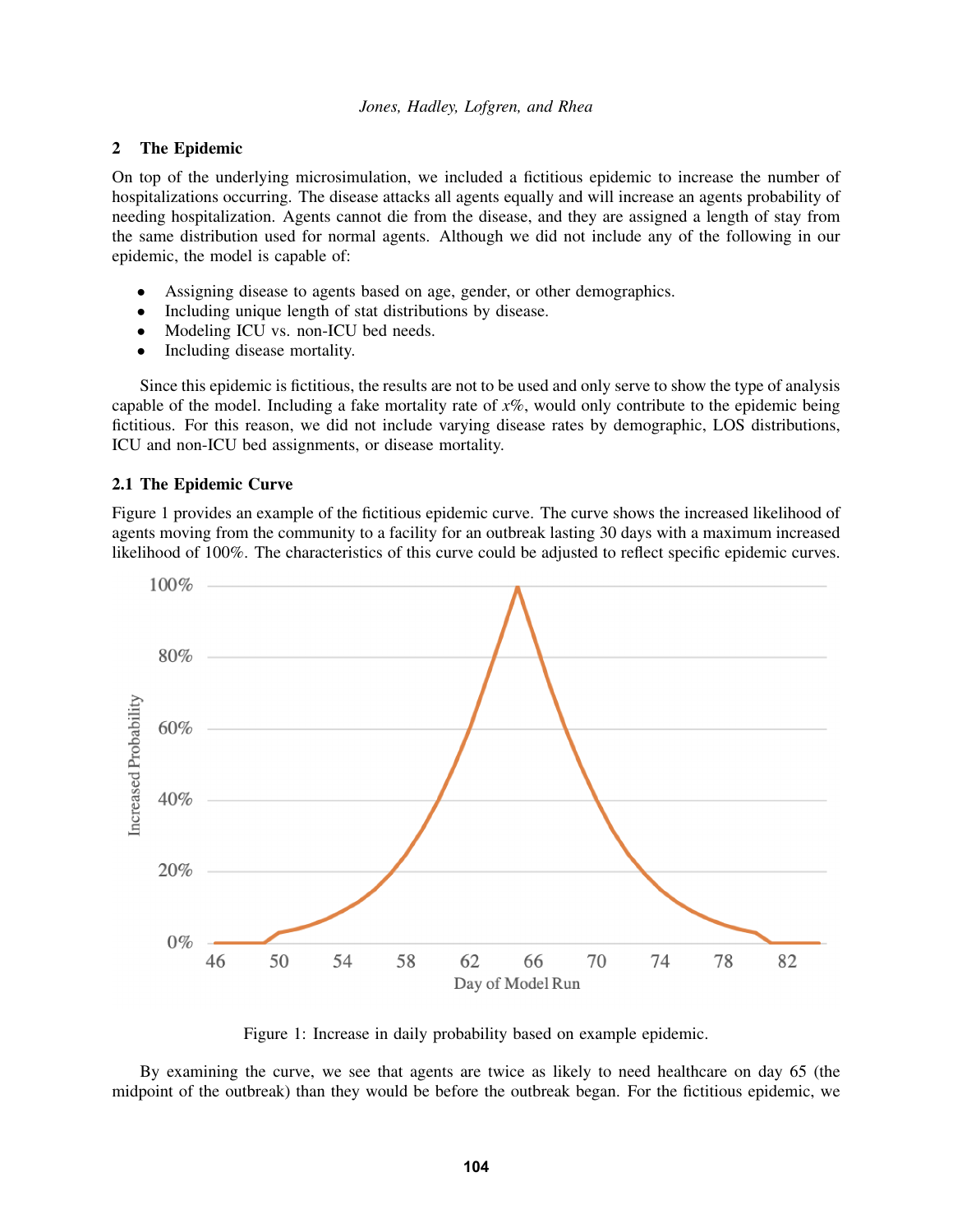## 2 The Epidemic

On top of the underlying microsimulation, we included a fictitious epidemic to increase the number of hospitalizations occurring. The disease attacks all agents equally and will increase an agents probability of needing hospitalization. Agents cannot die from the disease, and they are assigned a length of stay from the same distribution used for normal agents. Although we did not include any of the following in our epidemic, the model is capable of:

- Assigning disease to agents based on age, gender, or other demographics.
- Including unique length of stat distributions by disease.
- Modeling ICU vs. non-ICU bed needs.
- Including disease mortality.

Since this epidemic is fictitious, the results are not to be used and only serve to show the type of analysis capable of the model. Including a fake mortality rate of $x$%, would only contribute to the epidemic being fictitious. For this reason, we did not include varying disease rates by demographic, LOS distributions, ICU and non-ICU bed assignments, or disease mortality.

### 2.1 The Epidemic Curve

Figure 1 provides an example of the fictitious epidemic curve. The curve shows the increased likelihood of agents moving from the community to a facility for an outbreak lasting 30 days with a maximum increased likelihood of 100%. The characteristics of this curve could be adjusted to reflect specific epidemic curves.

Figure 1: Increase in daily probability based on example epidemic.

By examining the curve, we see that agents are twice as likely to need healthcare on day 65 (the midpoint of the outbreak) than they would be before the outbreak began. For the fictitious epidemic, we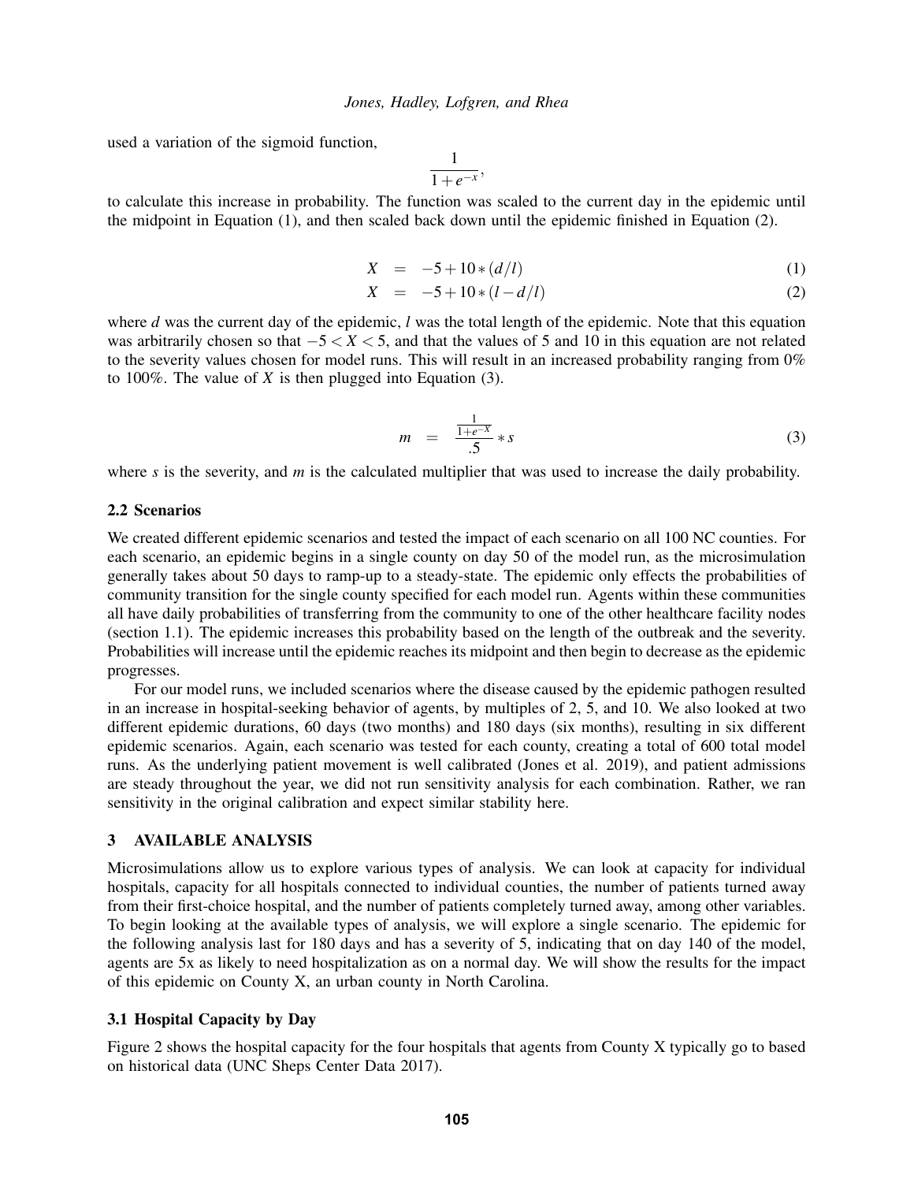used a variation of the sigmoid function,

$$\frac{1}{1+e^{-x}},$$

to calculate this increase in probability. The function was scaled to the current day in the epidemic until the midpoint in Equation (1), and then scaled back down until the epidemic finished in Equation (2).

$$X = -5 + 10 * (d/l) \tag{1}$$

$$X = -5 + 10 * (l - d/l) \tag{2}$$

where $d$ was the current day of the epidemic, $l$ was the total length of the epidemic. Note that this equation was arbitrarily chosen so that $-5 < X < 5$, and that the values of 5 and 10 in this equation are not related to the severity values chosen for model runs. This will result in an increased probability ranging from 0% to 100%. The value of $X$ is then plugged into Equation (3).

$$m = \frac{\frac{1}{1+e^{-X}}}{.5} * s \tag{3}$$

where $s$ is the severity, and $m$ is the calculated multiplier that was used to increase the daily probability.

### 2.2 Scenarios

We created different epidemic scenarios and tested the impact of each scenario on all 100 NC counties. For each scenario, an epidemic begins in a single county on day 50 of the model run, as the microsimulation generally takes about 50 days to ramp-up to a steady-state. The epidemic only effects the probabilities of community transition for the single county specified for each model run. Agents within these communities all have daily probabilities of transferring from the community to one of the other healthcare facility nodes (section 1.1). The epidemic increases this probability based on the length of the outbreak and the severity. Probabilities will increase until the epidemic reaches its midpoint and then begin to decrease as the epidemic progresses.

For our model runs, we included scenarios where the disease caused by the epidemic pathogen resulted in an increase in hospital-seeking behavior of agents, by multiples of 2, 5, and 10. We also looked at two different epidemic durations, 60 days (two months) and 180 days (six months), resulting in six different epidemic scenarios. Again, each scenario was tested for each county, creating a total of 600 total model runs. As the underlying patient movement is well calibrated (Jones et al. 2019), and patient admissions are steady throughout the year, we did not run sensitivity analysis for each combination. Rather, we ran sensitivity in the original calibration and expect similar stability here.

## 3 AVAILABLE ANALYSIS

Microsimulations allow us to explore various types of analysis. We can look at capacity for individual hospitals, capacity for all hospitals connected to individual counties, the number of patients turned away from their first-choice hospital, and the number of patients completely turned away, among other variables. To begin looking at the available types of analysis, we will explore a single scenario. The epidemic for the following analysis last for 180 days and has a severity of 5, indicating that on day 140 of the model, agents are 5x as likely to need hospitalization as on a normal day. We will show the results for the impact of this epidemic on County X, an urban county in North Carolina.

### 3.1 Hospital Capacity by Day

Figure 2 shows the hospital capacity for the four hospitals that agents from County X typically go to based on historical data (UNC Sheps Center Data 2017).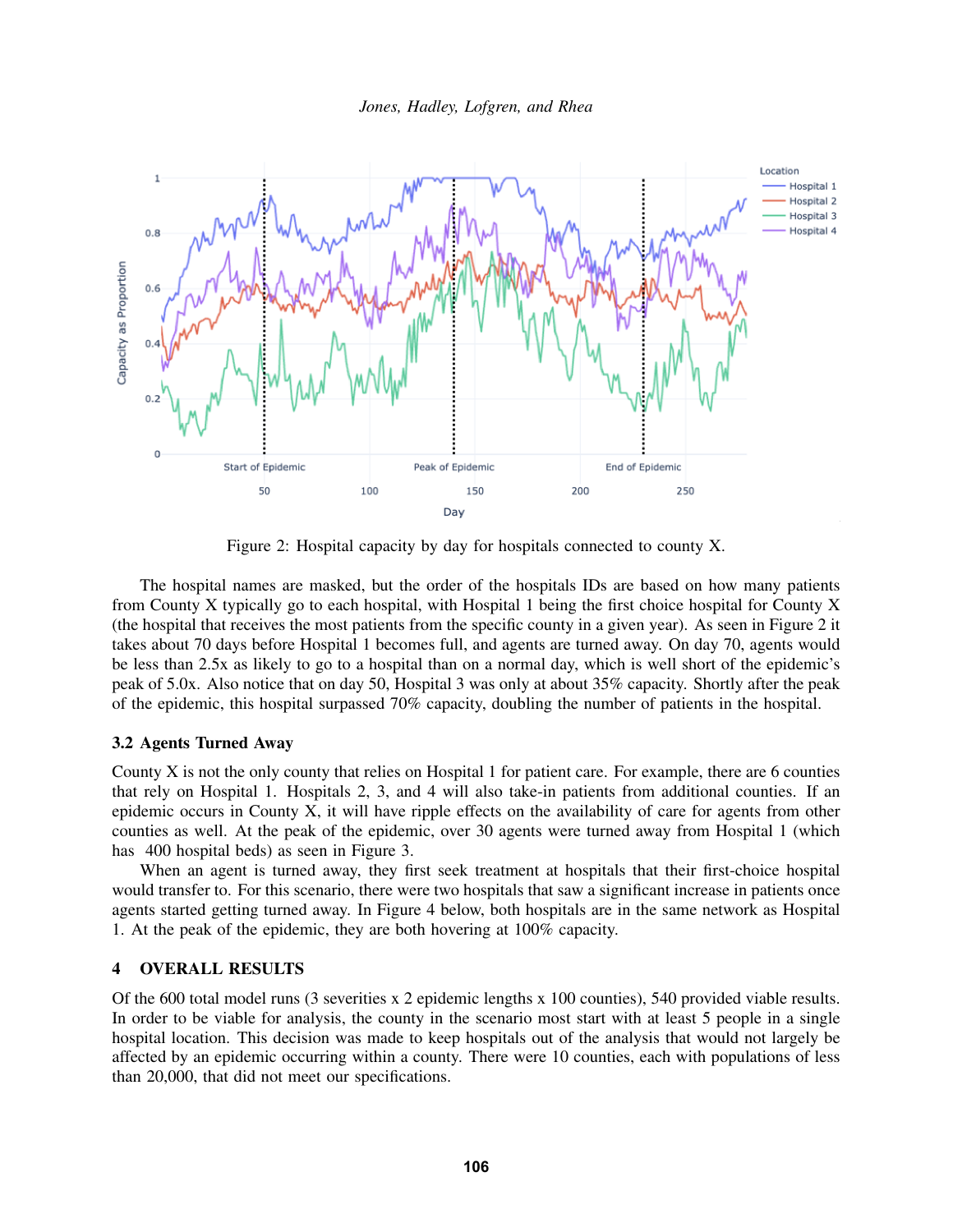Figure 2: Hospital capacity by day for hospitals connected to county X.

The hospital names are masked, but the order of the hospitals IDs are based on how many patients from County X typically go to each hospital, with Hospital 1 being the first choice hospital for County X (the hospital that receives the most patients from the specific county in a given year). As seen in Figure 2 it takes about 70 days before Hospital 1 becomes full, and agents are turned away. On day 70, agents would be less than 2.5x as likely to go to a hospital than on a normal day, which is well short of the epidemic's peak of 5.0x. Also notice that on day 50, Hospital 3 was only at about 35% capacity. Shortly after the peak of the epidemic, this hospital surpassed 70% capacity, doubling the number of patients in the hospital.

### 3.2 Agents Turned Away

County X is not the only county that relies on Hospital 1 for patient care. For example, there are 6 counties that rely on Hospital 1. Hospitals 2, 3, and 4 will also take-in patients from additional counties. If an epidemic occurs in County X, it will have ripple effects on the availability of care for agents from other counties as well. At the peak of the epidemic, over 30 agents were turned away from Hospital 1 (which has  400 hospital beds) as seen in Figure 3.

When an agent is turned away, they first seek treatment at hospitals that their first-choice hospital would transfer to. For this scenario, there were two hospitals that saw a significant increase in patients once agents started getting turned away. In Figure 4 below, both hospitals are in the same network as Hospital 1. At the peak of the epidemic, they are both hovering at 100% capacity.

## 4 OVERALL RESULTS

Of the 600 total model runs (3 severities x 2 epidemic lengths x 100 counties), 540 provided viable results. In order to be viable for analysis, the county in the scenario most start with at least 5 people in a single hospital location. This decision was made to keep hospitals out of the analysis that would not largely be affected by an epidemic occurring within a county. There were 10 counties, each with populations of less than 20,000, that did not meet our specifications.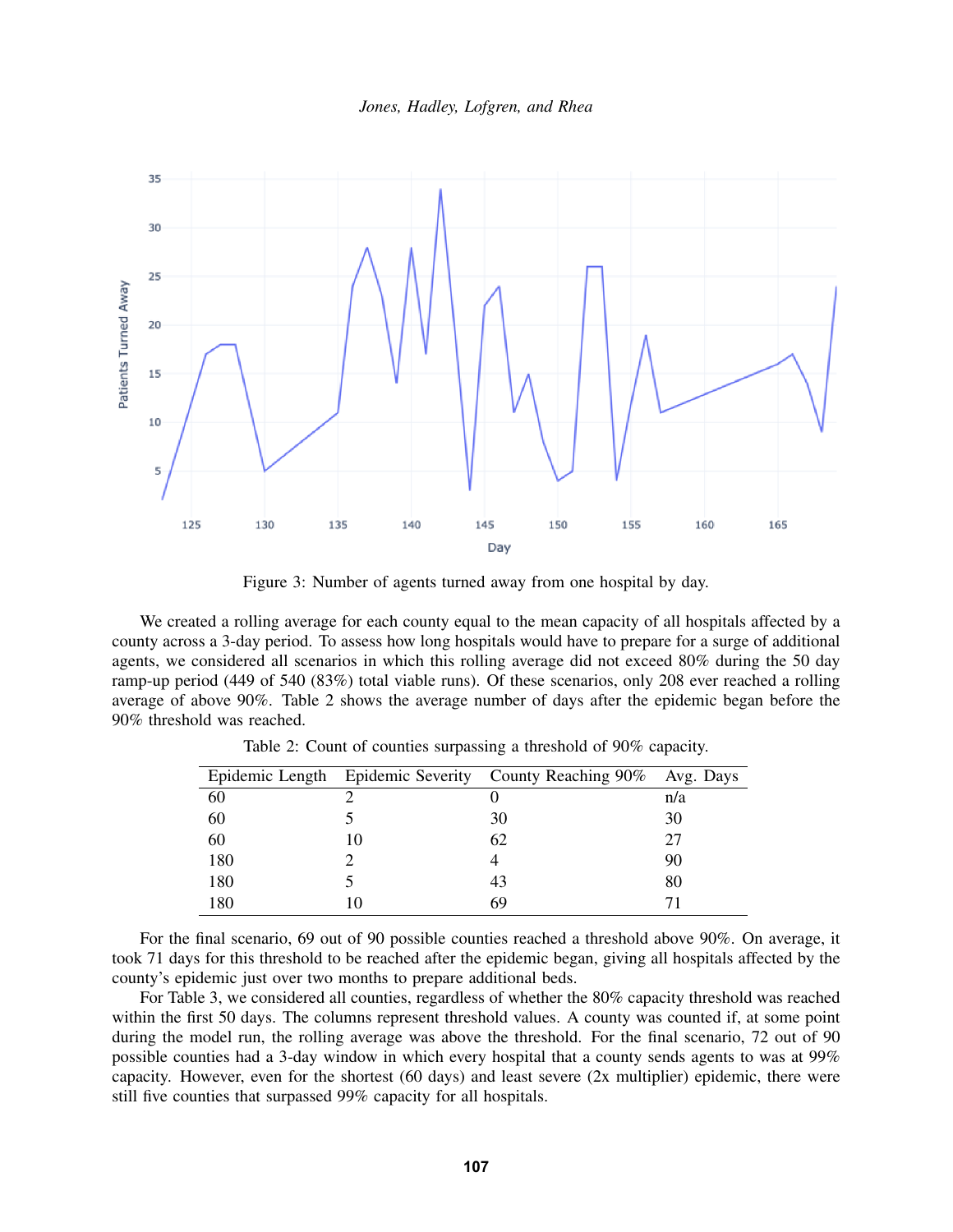Figure 3: Number of agents turned away from one hospital by day.

We created a rolling average for each county equal to the mean capacity of all hospitals affected by a county across a 3-day period. To assess how long hospitals would have to prepare for a surge of additional agents, we considered all scenarios in which this rolling average did not exceed 80% during the 50 day ramp-up period (449 of 540 (83%) total viable runs). Of these scenarios, only 208 ever reached a rolling average of above 90%. Table 2 shows the average number of days after the epidemic began before the 90% threshold was reached.

Table 2: Count of counties surpassing a threshold of 90% capacity.

| Epidemic Length | Epidemic Severity | County Reaching 90% | Avg. Days |
|---|---|---|---|
| 60 | 2 | 0 | n/a |
| 60 | 5 | 30 | 30 |
| 60 | 10 | 62 | 27 |
| 180 | 2 | 4 | 90 |
| 180 | 5 | 43 | 80 |
| 180 | 10 | 69 | 71 |

For the final scenario, 69 out of 90 possible counties reached a threshold above 90%. On average, it took 71 days for this threshold to be reached after the epidemic began, giving all hospitals affected by the county's epidemic just over two months to prepare additional beds.

For Table 3, we considered all counties, regardless of whether the 80% capacity threshold was reached within the first 50 days. The columns represent threshold values. A county was counted if, at some point during the model run, the rolling average was above the threshold. For the final scenario, 72 out of 90 possible counties had a 3-day window in which every hospital that a county sends agents to was at 99% capacity. However, even for the shortest (60 days) and least severe (2x multiplier) epidemic, there were still five counties that surpassed 99% capacity for all hospitals.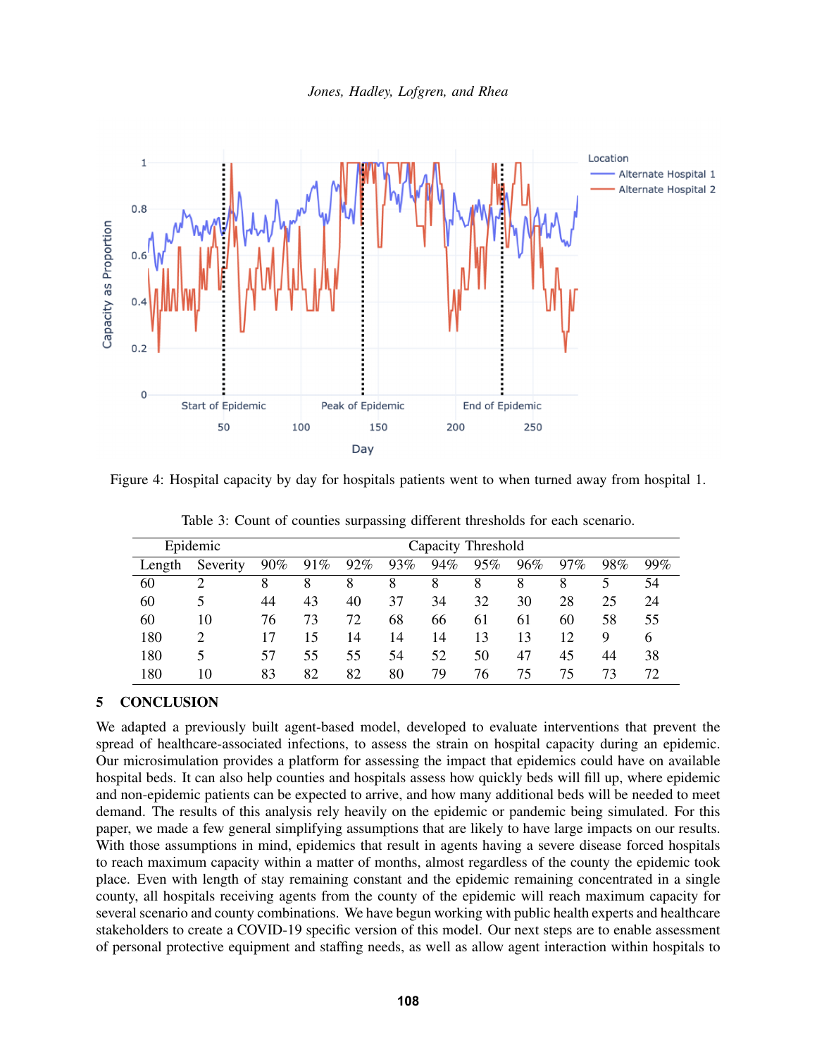Figure 4: Hospital capacity by day for hospitals patients went to when turned away from hospital 1.

Table 3: Count of counties surpassing different thresholds for each scenario.

| Epidemic | | Capacity Threshold | | | | | | | | | |
|---|---|---|---|---|---|---|---|---|---|---|---|
| Length | Severity | 90% | 91% | 92% | 93% | 94% | 95% | 96% | 97% | 98% | 99% |
| 60 | 2 | 8 | 8 | 8 | 8 | 8 | 8 | 8 | 8 | 5 | 54 |
| 60 | 5 | 44 | 43 | 40 | 37 | 34 | 32 | 30 | 28 | 25 | 24 |
| 60 | 10 | 76 | 73 | 72 | 68 | 66 | 61 | 61 | 60 | 58 | 55 |
| 180 | 2 | 17 | 15 | 14 | 14 | 14 | 13 | 13 | 12 | 9 | 6 |
| 180 | 5 | 57 | 55 | 55 | 54 | 52 | 50 | 47 | 45 | 44 | 38 |
| 180 | 10 | 83 | 82 | 82 | 80 | 79 | 76 | 75 | 75 | 73 | 72 |

## 5 CONCLUSION

We adapted a previously built agent-based model, developed to evaluate interventions that prevent the spread of healthcare-associated infections, to assess the strain on hospital capacity during an epidemic. Our microsimulation provides a platform for assessing the impact that epidemics could have on available hospital beds. It can also help counties and hospitals assess how quickly beds will fill up, where epidemic and non-epidemic patients can be expected to arrive, and how many additional beds will be needed to meet demand. The results of this analysis rely heavily on the epidemic or pandemic being simulated. For this paper, we made a few general simplifying assumptions that are likely to have large impacts on our results. With those assumptions in mind, epidemics that result in agents having a severe disease forced hospitals to reach maximum capacity within a matter of months, almost regardless of the county the epidemic took place. Even with length of stay remaining constant and the epidemic remaining concentrated in a single county, all hospitals receiving agents from the county of the epidemic will reach maximum capacity for several scenario and county combinations. We have begun working with public health experts and healthcare stakeholders to create a COVID-19 specific version of this model. Our next steps are to enable assessment of personal protective equipment and staffing needs, as well as allow agent interaction within hospitals to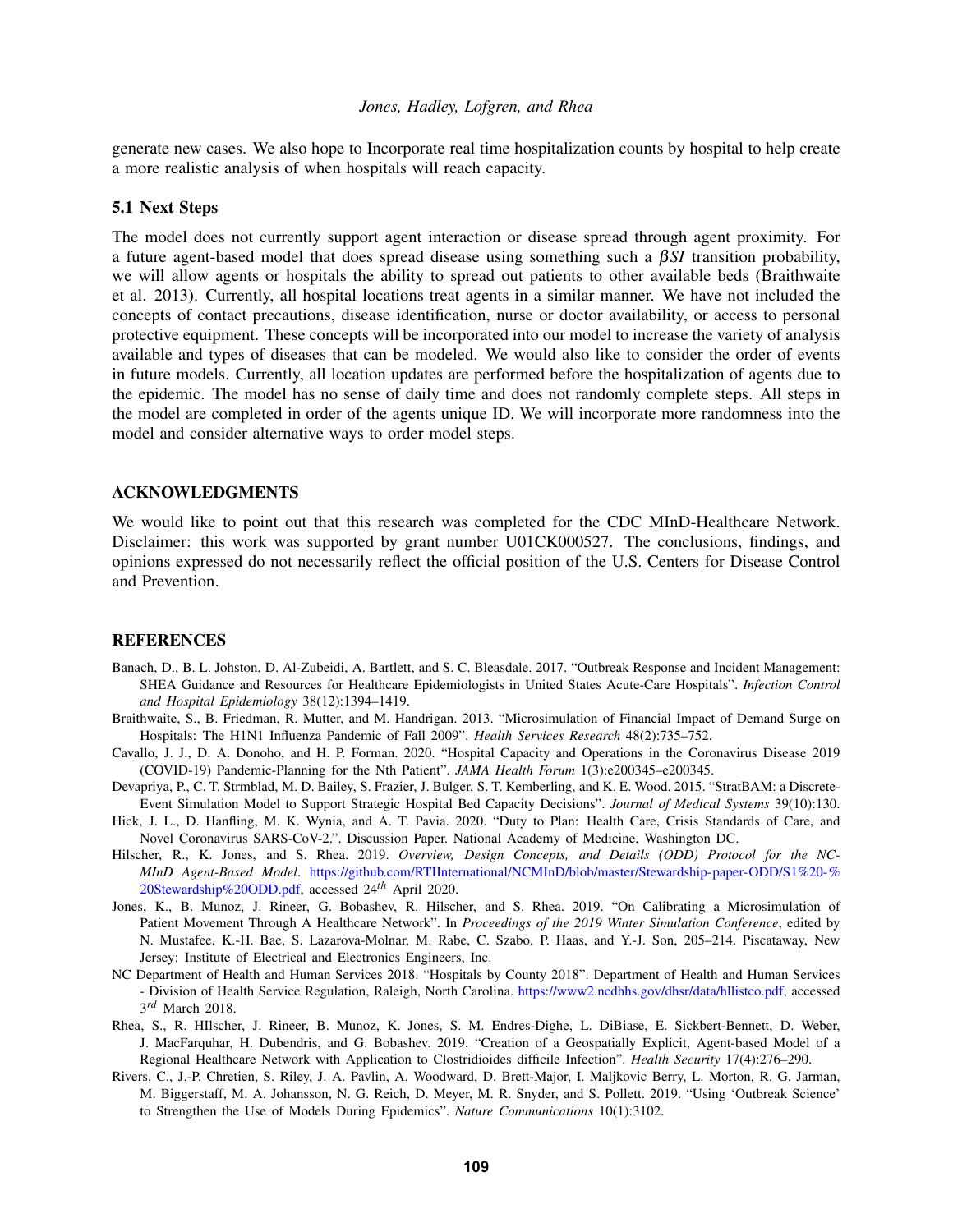generate new cases. We also hope to Incorporate real time hospitalization counts by hospital to help create a more realistic analysis of when hospitals will reach capacity.

### 5.1 Next Steps

The model does not currently support agent interaction or disease spread through agent proximity. For a future agent-based model that does spread disease using something such a $\beta SI$ transition probability, we will allow agents or hospitals the ability to spread out patients to other available beds (Braithwaite et al. 2013). Currently, all hospital locations treat agents in a similar manner. We have not included the concepts of contact precautions, disease identification, nurse or doctor availability, or access to personal protective equipment. These concepts will be incorporated into our model to increase the variety of analysis available and types of diseases that can be modeled. We would also like to consider the order of events in future models. Currently, all location updates are performed before the hospitalization of agents due to the epidemic. The model has no sense of daily time and does not randomly complete steps. All steps in the model are completed in order of the agents unique ID. We will incorporate more randomness into the model and consider alternative ways to order model steps.

## ACKNOWLEDGMENTS

We would like to point out that this research was completed for the CDC MInD-Healthcare Network. Disclaimer: this work was supported by grant number U01CK000527. The conclusions, findings, and opinions expressed do not necessarily reflect the official position of the U.S. Centers for Disease Control and Prevention.

## REFERENCES

Banach, D., B. L. Johston, D. Al-Zubeidi, A. Bartlett, and S. C. Bleasdale. 2017. "Outbreak Response and Incident Management: SHEA Guidance and Resources for Healthcare Epidemiologists in United States Acute-Care Hospitals". *Infection Control and Hospital Epidemiology* 38(12):1394–1419.

Braithwaite, S., B. Friedman, R. Mutter, and M. Handrigan. 2013. "Microsimulation of Financial Impact of Demand Surge on Hospitals: The H1N1 Influenza Pandemic of Fall 2009". *Health Services Research* 48(2):735–752.

Cavallo, J. J., D. A. Donoho, and H. P. Forman. 2020. "Hospital Capacity and Operations in the Coronavirus Disease 2019 (COVID-19) Pandemic-Planning for the Nth Patient". *JAMA Health Forum* 1(3):e200345–e200345.

Devapriya, P., C. T. Strmblad, M. D. Bailey, S. Frazier, J. Bulger, S. T. Kemberling, and K. E. Wood. 2015. "StratBAM: a Discrete-Event Simulation Model to Support Strategic Hospital Bed Capacity Decisions". *Journal of Medical Systems* 39(10):130.

Hick, J. L., D. Hanfling, M. K. Wynia, and A. T. Pavia. 2020. "Duty to Plan: Health Care, Crisis Standards of Care, and Novel Coronavirus SARS-CoV-2.". Discussion Paper. National Academy of Medicine, Washington DC.

Hilscher, R., K. Jones, and S. Rhea. 2019. *Overview, Design Concepts, and Details (ODD) Protocol for the NC-MInD Agent-Based Model*. https://github.com/RTIInternational/NCMInD/blob/master/Stewardship-paper-ODD/S1%20-%20Stewardship%20ODD.pdf, accessed 24$^{th}$ April 2020.

Jones, K., B. Munoz, J. Rineer, G. Bobashev, R. Hilscher, and S. Rhea. 2019. "On Calibrating a Microsimulation of Patient Movement Through A Healthcare Network". In *Proceedings of the 2019 Winter Simulation Conference*, edited by N. Mustafee, K.-H. Bae, S. Lazarova-Molnar, M. Rabe, C. Szabo, P. Haas, and Y.-J. Son, 205–214. Piscataway, New Jersey: Institute of Electrical and Electronics Engineers, Inc.

NC Department of Health and Human Services 2018. "Hospitals by County 2018". Department of Health and Human Services - Division of Health Service Regulation, Raleigh, North Carolina. https://www2.ncdhhs.gov/dhsr/data/hllistco.pdf, accessed 3$^{rd}$ March 2018.

Rhea, S., R. HIlscher, J. Rineer, B. Munoz, K. Jones, S. M. Endres-Dighe, L. DiBiase, E. Sickbert-Bennett, D. Weber, J. MacFarquhar, H. Dubendris, and G. Bobashev. 2019. "Creation of a Geospatially Explicit, Agent-based Model of a Regional Healthcare Network with Application to Clostridioides difficile Infection". *Health Security* 17(4):276–290.

Rivers, C., J.-P. Chretien, S. Riley, J. A. Pavlin, A. Woodward, D. Brett-Major, I. Maljkovic Berry, L. Morton, R. G. Jarman, M. Biggerstaff, M. A. Johansson, N. G. Reich, D. Meyer, M. R. Snyder, and S. Pollett. 2019. "Using 'Outbreak Science' to Strengthen the Use of Models During Epidemics". *Nature Communications* 10(1):3102.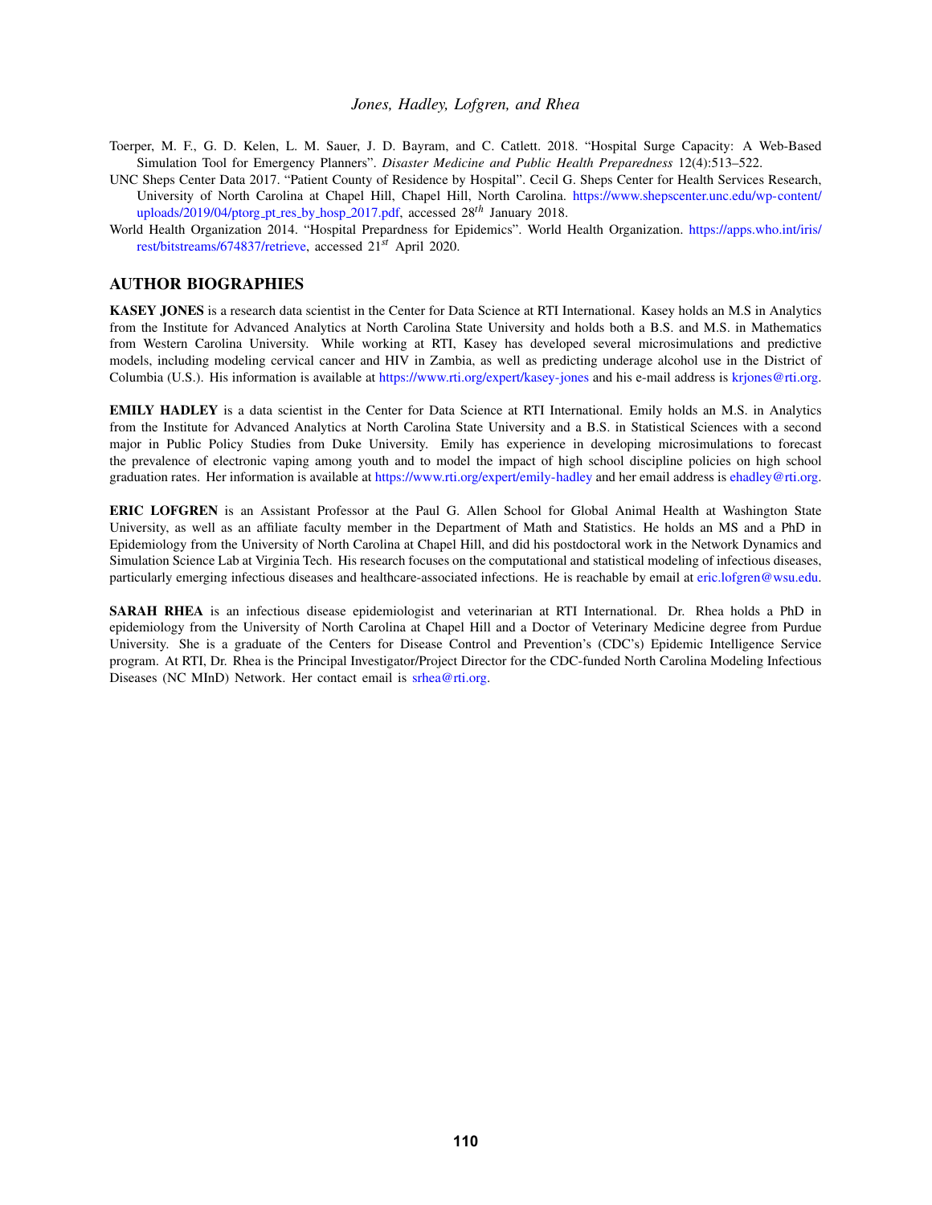Toerper, M. F., G. D. Kelen, L. M. Sauer, J. D. Bayram, and C. Catlett. 2018. "Hospital Surge Capacity: A Web-Based Simulation Tool for Emergency Planners". *Disaster Medicine and Public Health Preparedness* 12(4):513–522.

UNC Sheps Center Data 2017. "Patient County of Residence by Hospital". Cecil G. Sheps Center for Health Services Research, University of North Carolina at Chapel Hill, Chapel Hill, North Carolina. https://www.shepscenter.unc.edu/wp-content/uploads/2019/04/ptorg_pt_res_by_hosp_2017.pdf, accessed 28$^{th}$ January 2018.

World Health Organization 2014. "Hospital Prepardness for Epidemics". World Health Organization. https://apps.who.int/iris/rest/bitstreams/674837/retrieve, accessed 21$^{st}$ April 2020.

## AUTHOR BIOGRAPHIES

**KASEY JONES** is a research data scientist in the Center for Data Science at RTI International. Kasey holds an M.S in Analytics from the Institute for Advanced Analytics at North Carolina State University and holds both a B.S. and M.S. in Mathematics from Western Carolina University. While working at RTI, Kasey has developed several microsimulations and predictive models, including modeling cervical cancer and HIV in Zambia, as well as predicting underage alcohol use in the District of Columbia (U.S.). His information is available at https://www.rti.org/expert/kasey-jones and his e-mail address is krjones@rti.org.

**EMILY HADLEY** is a data scientist in the Center for Data Science at RTI International. Emily holds an M.S. in Analytics from the Institute for Advanced Analytics at North Carolina State University and a B.S. in Statistical Sciences with a second major in Public Policy Studies from Duke University. Emily has experience in developing microsimulations to forecast the prevalence of electronic vaping among youth and to model the impact of high school discipline policies on high school graduation rates. Her information is available at https://www.rti.org/expert/emily-hadley and her email address is ehadley@rti.org.

**ERIC LOFGREN** is an Assistant Professor at the Paul G. Allen School for Global Animal Health at Washington State University, as well as an affiliate faculty member in the Department of Math and Statistics. He holds an MS and a PhD in Epidemiology from the University of North Carolina at Chapel Hill, and did his postdoctoral work in the Network Dynamics and Simulation Science Lab at Virginia Tech. His research focuses on the computational and statistical modeling of infectious diseases, particularly emerging infectious diseases and healthcare-associated infections. He is reachable by email at eric.lofgren@wsu.edu.

**SARAH RHEA** is an infectious disease epidemiologist and veterinarian at RTI International. Dr. Rhea holds a PhD in epidemiology from the University of North Carolina at Chapel Hill and a Doctor of Veterinary Medicine degree from Purdue University. She is a graduate of the Centers for Disease Control and Prevention's (CDC's) Epidemic Intelligence Service program. At RTI, Dr. Rhea is the Principal Investigator/Project Director for the CDC-funded North Carolina Modeling Infectious Diseases (NC MInD) Network. Her contact email is srhea@rti.org.